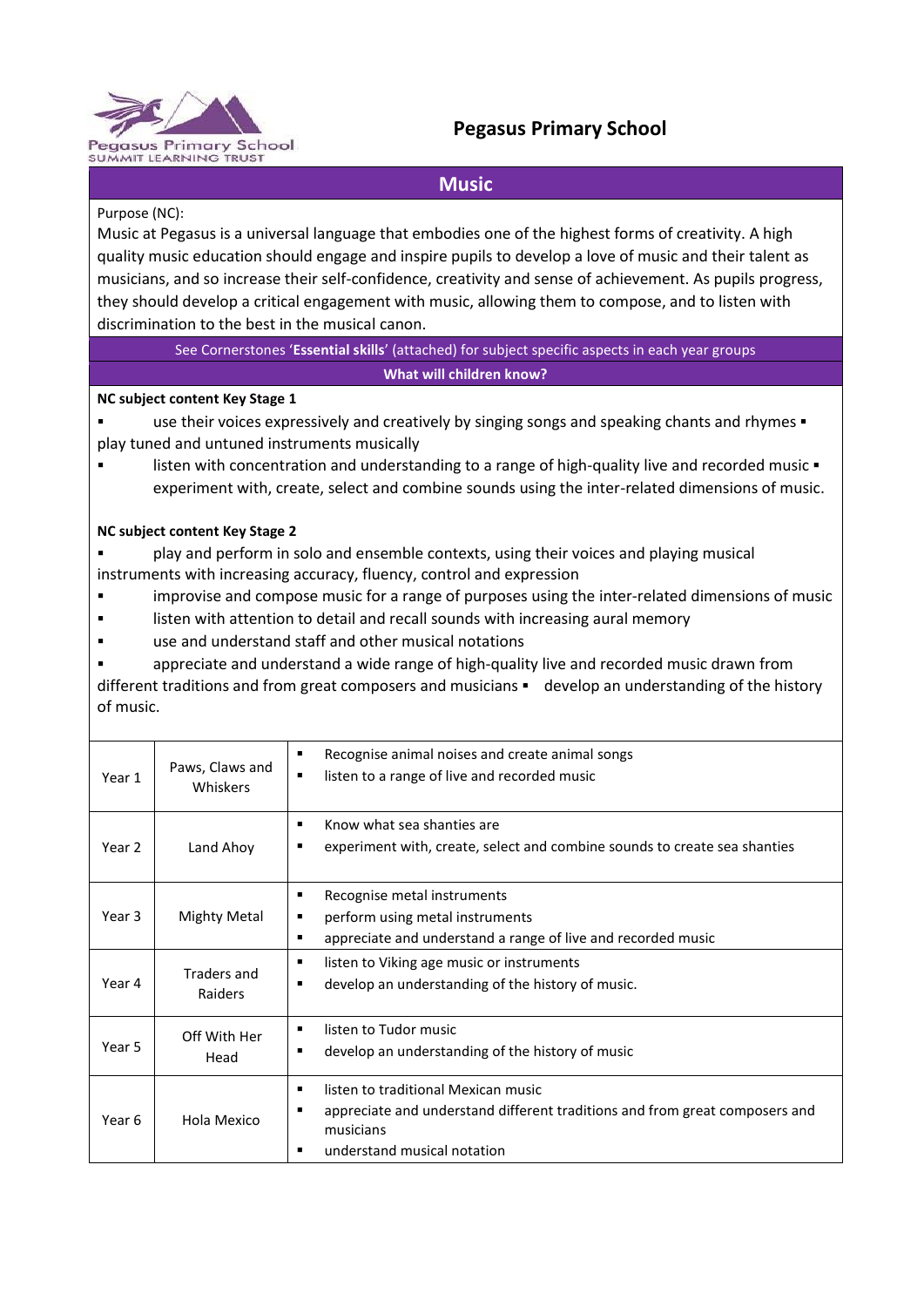# Pegasus Primary School

## Music

Purpose (NC):

Music at Pegasus is a universal language that embodies one of the highest forms of creativity. A high quality music education should engage and inspire pupils to develop a love of music and their talent as musicians, and so increase their self-confidence, creativity and sense of achievement. As pupils progress, they should develop a critical engagement with music, allowing them to compose, and to listen with discrimination to the best in the musical canon.

See Cornerstones '**Essential skills**' (attached) for subject specific aspects in each year groups

**What will children know?**

**NC subject content Key Stage 1**

- use their voices expressively and creatively by singing songs and speaking chants and rhymes ▪ play tuned and untuned instruments musically
- listen with concentration and understanding to a range of high-quality live and recorded music ▪ experiment with, create, select and combine sounds using the inter-related dimensions of music.

**NC subject content Key Stage 2**

- play and perform in solo and ensemble contexts, using their voices and playing musical instruments with increasing accuracy, fluency, control and expression
- improvise and compose music for a range of purposes using the inter-related dimensions of music
- listen with attention to detail and recall sounds with increasing aural memory
- use and understand staff and other musical notations
- appreciate and understand a wide range of high-quality live and recorded music drawn from different traditions and from great composers and musicians ▪ develop an understanding of the history of music.

| | | |
|---|---|---|
| Year 1 | Paws, Claws and Whiskers | ▪ Recognise animal noises and create animal songs<br>▪ listen to a range of live and recorded music |
| Year 2 | Land Ahoy | ▪ Know what sea shanties are<br>▪ experiment with, create, select and combine sounds to create sea shanties |
| Year 3 | Mighty Metal | ▪ Recognise metal instruments<br>▪ perform using metal instruments<br>▪ appreciate and understand a range of live and recorded music |
| Year 4 | Traders and Raiders | ▪ listen to Viking age music or instruments<br>▪ develop an understanding of the history of music. |
| Year 5 | Off With Her Head | ▪ listen to Tudor music<br>▪ develop an understanding of the history of music |
| Year 6 | Hola Mexico | ▪ listen to traditional Mexican music<br>▪ appreciate and understand different traditions and from great composers and musicians<br>▪ understand musical notation |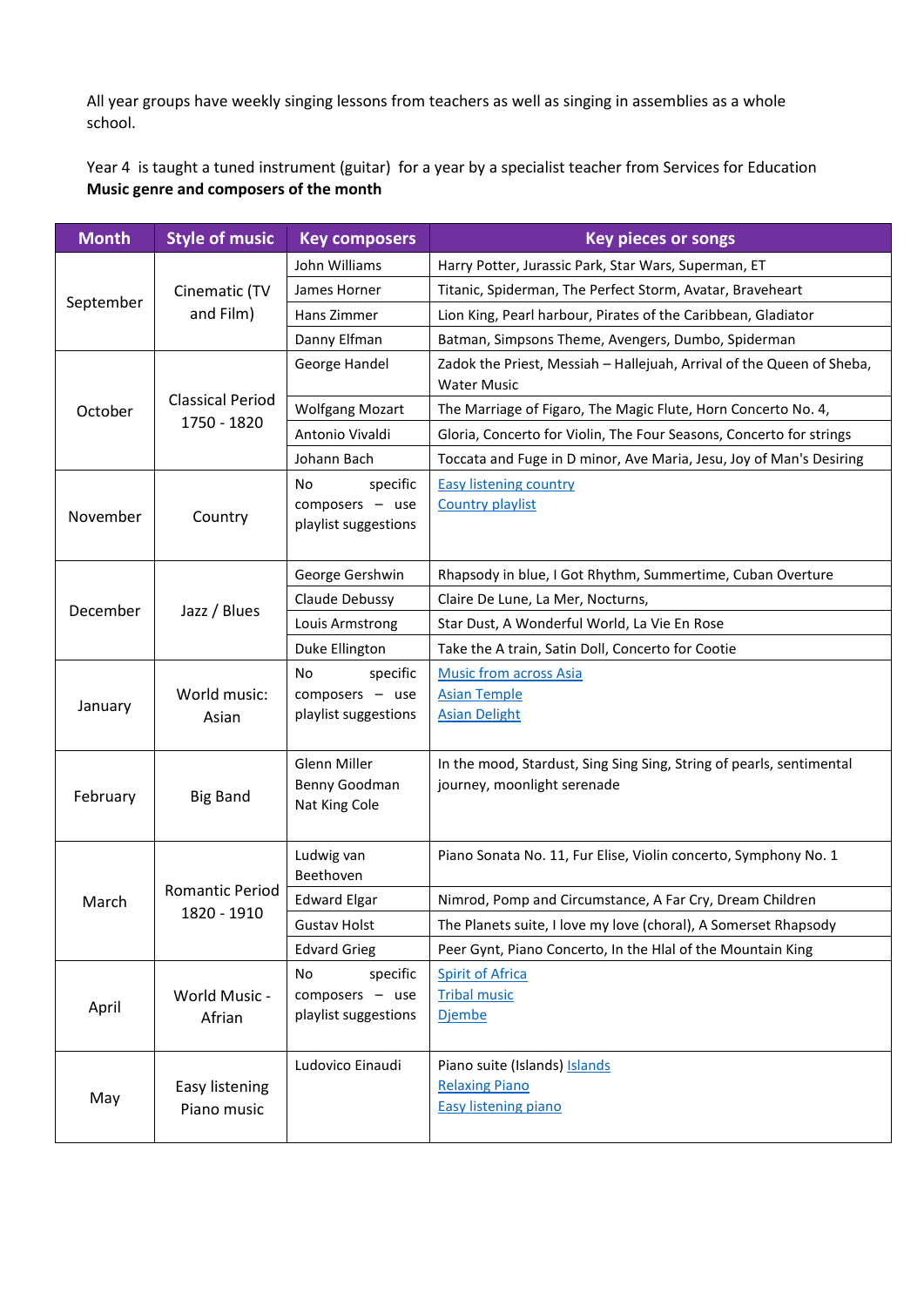All year groups have weekly singing lessons from teachers as well as singing in assemblies as a whole school.

Year 4 is taught a tuned instrument (guitar) for a year by a specialist teacher from Services for Education

**Music genre and composers of the month**

| Month | Style of music | Key composers | Key pieces or songs |
|---|---|---|---|
| September | Cinematic (TV and Film) | John Williams | Harry Potter, Jurassic Park, Star Wars, Superman, ET |
| | | James Horner | Titanic, Spiderman, The Perfect Storm, Avatar, Braveheart |
| | | Hans Zimmer | Lion King, Pearl harbour, Pirates of the Caribbean, Gladiator |
| | | Danny Elfman | Batman, Simpsons Theme, Avengers, Dumbo, Spiderman |
| October | Classical Period 1750 - 1820 | George Handel | Zadok the Priest, Messiah – Hallejuah, Arrival of the Queen of Sheba, Water Music |
| | | Wolfgang Mozart | The Marriage of Figaro, The Magic Flute, Horn Concerto No. 4, |
| | | Antonio Vivaldi | Gloria, Concerto for Violin, The Four Seasons, Concerto for strings |
| | | Johann Bach | Toccata and Fuge in D minor, Ave Maria, Jesu, Joy of Man's Desiring |
| November | Country | No specific composers – use playlist suggestions | Easy listening country<br>Country playlist |
| December | Jazz / Blues | George Gershwin | Rhapsody in blue, I Got Rhythm, Summertime, Cuban Overture |
| | | Claude Debussy | Claire De Lune, La Mer, Nocturns, |
| | | Louis Armstrong | Star Dust, A Wonderful World, La Vie En Rose |
| | | Duke Ellington | Take the A train, Satin Doll, Concerto for Cootie |
| January | World music: Asian | No specific composers – use playlist suggestions | Music from across Asia<br>Asian Temple<br>Asian Delight |
| February | Big Band | Glenn Miller<br>Benny Goodman<br>Nat King Cole | In the mood, Stardust, Sing Sing Sing, String of pearls, sentimental journey, moonlight serenade |
| March | Romantic Period 1820 - 1910 | Ludwig van Beethoven | Piano Sonata No. 11, Fur Elise, Violin concerto, Symphony No. 1 |
| | | Edward Elgar | Nimrod, Pomp and Circumstance, A Far Cry, Dream Children |
| | | Gustav Holst | The Planets suite, I love my love (choral), A Somerset Rhapsody |
| | | Edvard Grieg | Peer Gynt, Piano Concerto, In the Hlal of the Mountain King |
| April | World Music - Afrian | No specific composers – use playlist suggestions | Spirit of Africa<br>Tribal music<br>Djembe |
| May | Easy listening Piano music | Ludovico Einaudi | Piano suite (Islands) Islands<br>Relaxing Piano<br>Easy listening piano |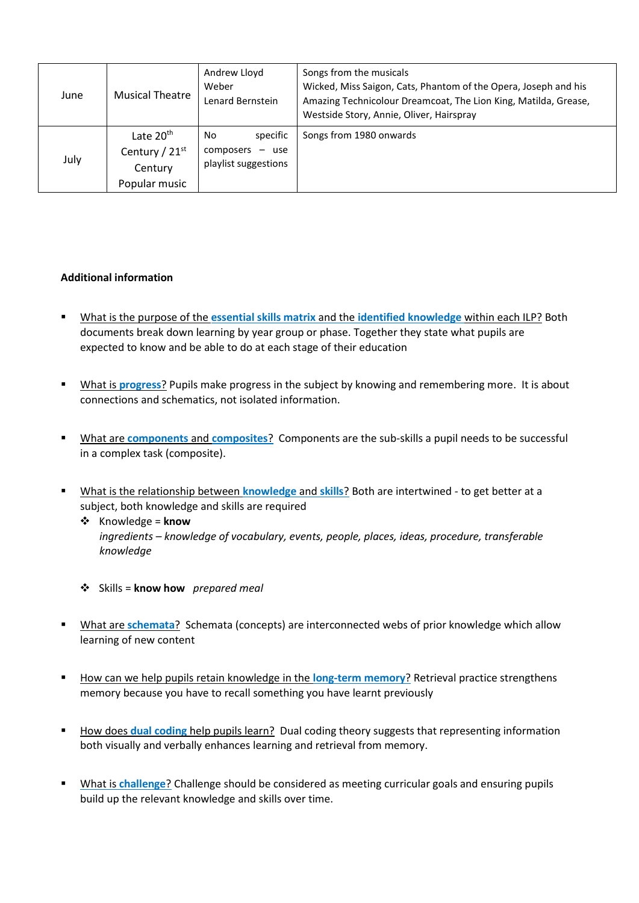| | | | |
|---|---|---|---|
| June | Musical Theatre | Andrew Lloyd Weber<br>Lenard Bernstein | Songs from the musicals<br>Wicked, Miss Saigon, Cats, Phantom of the Opera, Joseph and his Amazing Technicolour Dreamcoat, The Lion King, Matilda, Grease, Westside Story, Annie, Oliver, Hairspray |
| July | Late 20th Century / 21st Century Popular music | No specific composers – use playlist suggestions | Songs from 1980 onwards |

**Additional information**

- What is the purpose of the **essential skills matrix** and the **identified knowledge** within each ILP? Both documents break down learning by year group or phase. Together they state what pupils are expected to know and be able to do at each stage of their education

- What is **progress**? Pupils make progress in the subject by knowing and remembering more. It is about connections and schematics, not isolated information.

- What are **components** and **composites**? Components are the sub-skills a pupil needs to be successful in a complex task (composite).

- What is the relationship between **knowledge** and **skills**? Both are intertwined - to get better at a subject, both knowledge and skills are required
  - Knowledge = **know**
    *ingredients – knowledge of vocabulary, events, people, places, ideas, procedure, transferable knowledge*
  - Skills = **know how** *prepared meal*

- What are **schemata**? Schemata (concepts) are interconnected webs of prior knowledge which allow learning of new content

- How can we help pupils retain knowledge in the **long-term memory**? Retrieval practice strengthens memory because you have to recall something you have learnt previously

- How does **dual coding** help pupils learn? Dual coding theory suggests that representing information both visually and verbally enhances learning and retrieval from memory.

- What is **challenge**? Challenge should be considered as meeting curricular goals and ensuring pupils build up the relevant knowledge and skills over time.